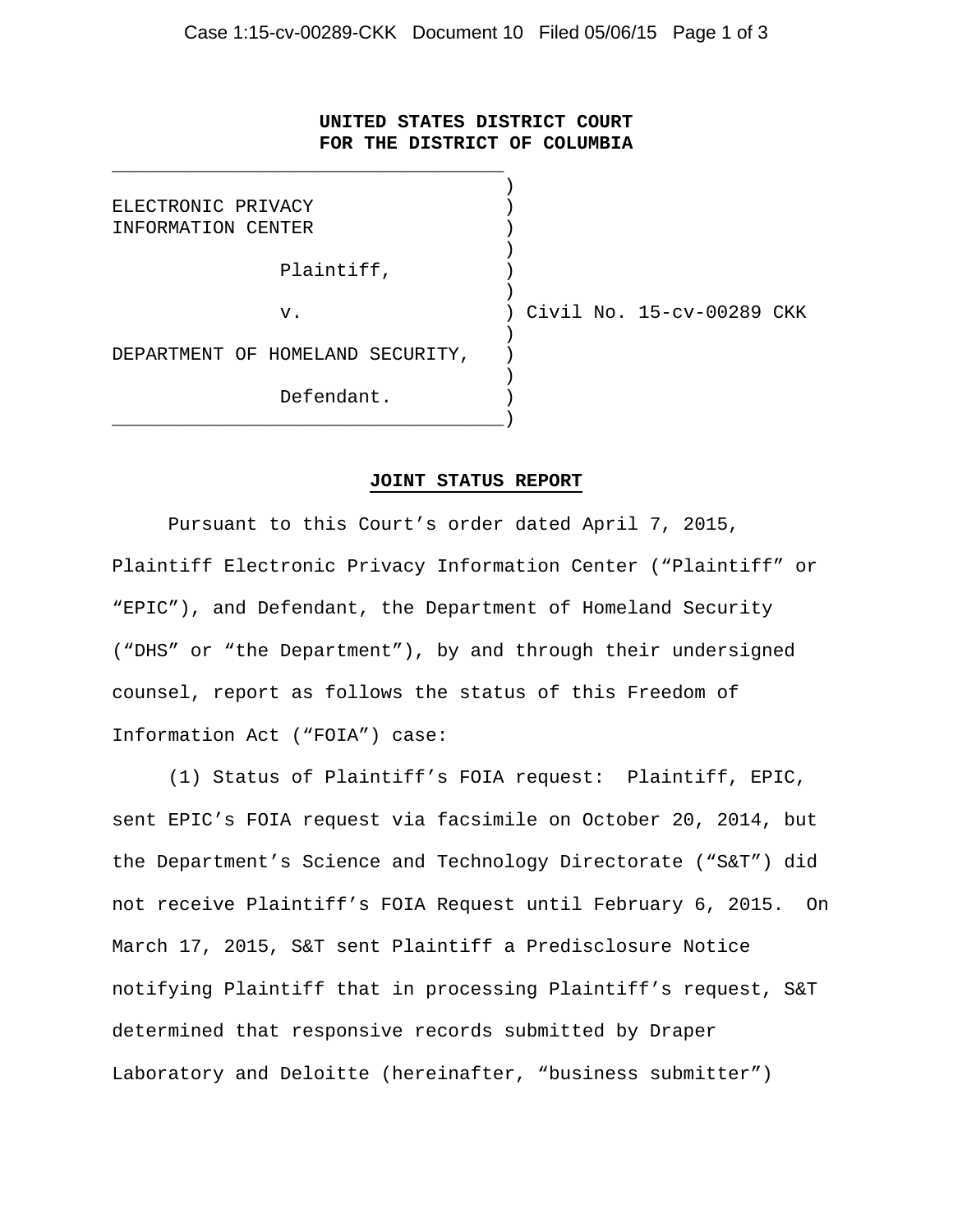**UNITED STATES DISTRICT COURT**
**FOR THE DISTRICT OF COLUMBIA**

| | |
|---|---|
| ELECTRONIC PRIVACY INFORMATION CENTER | |
| Plaintiff, | |
| v. | Civil No. 15-cv-00289 CKK |
| DEPARTMENT OF HOMELAND SECURITY, | |
| Defendant. | |

**JOINT STATUS REPORT**

Pursuant to this Court's order dated April 7, 2015, Plaintiff Electronic Privacy Information Center ("Plaintiff" or "EPIC"), and Defendant, the Department of Homeland Security ("DHS" or "the Department"), by and through their undersigned counsel, report as follows the status of this Freedom of Information Act ("FOIA") case:

(1) Status of Plaintiff's FOIA request: Plaintiff, EPIC, sent EPIC's FOIA request via facsimile on October 20, 2014, but the Department's Science and Technology Directorate ("S&T") did not receive Plaintiff's FOIA Request until February 6, 2015. On March 17, 2015, S&T sent Plaintiff a Predisclosure Notice notifying Plaintiff that in processing Plaintiff's request, S&T determined that responsive records submitted by Draper Laboratory and Deloitte (hereinafter, "business submitter")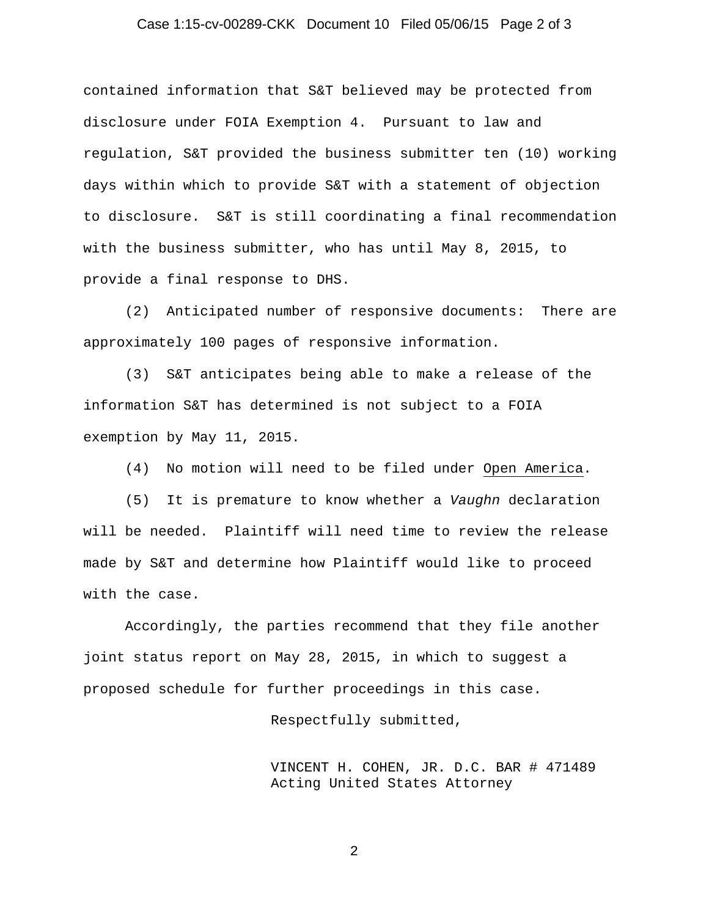contained information that S&T believed may be protected from disclosure under FOIA Exemption 4. Pursuant to law and regulation, S&T provided the business submitter ten (10) working days within which to provide S&T with a statement of objection to disclosure. S&T is still coordinating a final recommendation with the business submitter, who has until May 8, 2015, to provide a final response to DHS.

(2) Anticipated number of responsive documents: There are approximately 100 pages of responsive information.

(3) S&T anticipates being able to make a release of the information S&T has determined is not subject to a FOIA exemption by May 11, 2015.

(4) No motion will need to be filed under Open America.

(5) It is premature to know whether a *Vaughn* declaration will be needed. Plaintiff will need time to review the release made by S&T and determine how Plaintiff would like to proceed with the case.

Accordingly, the parties recommend that they file another joint status report on May 28, 2015, in which to suggest a proposed schedule for further proceedings in this case.

Respectfully submitted,

VINCENT H. COHEN, JR. D.C. BAR # 471489
Acting United States Attorney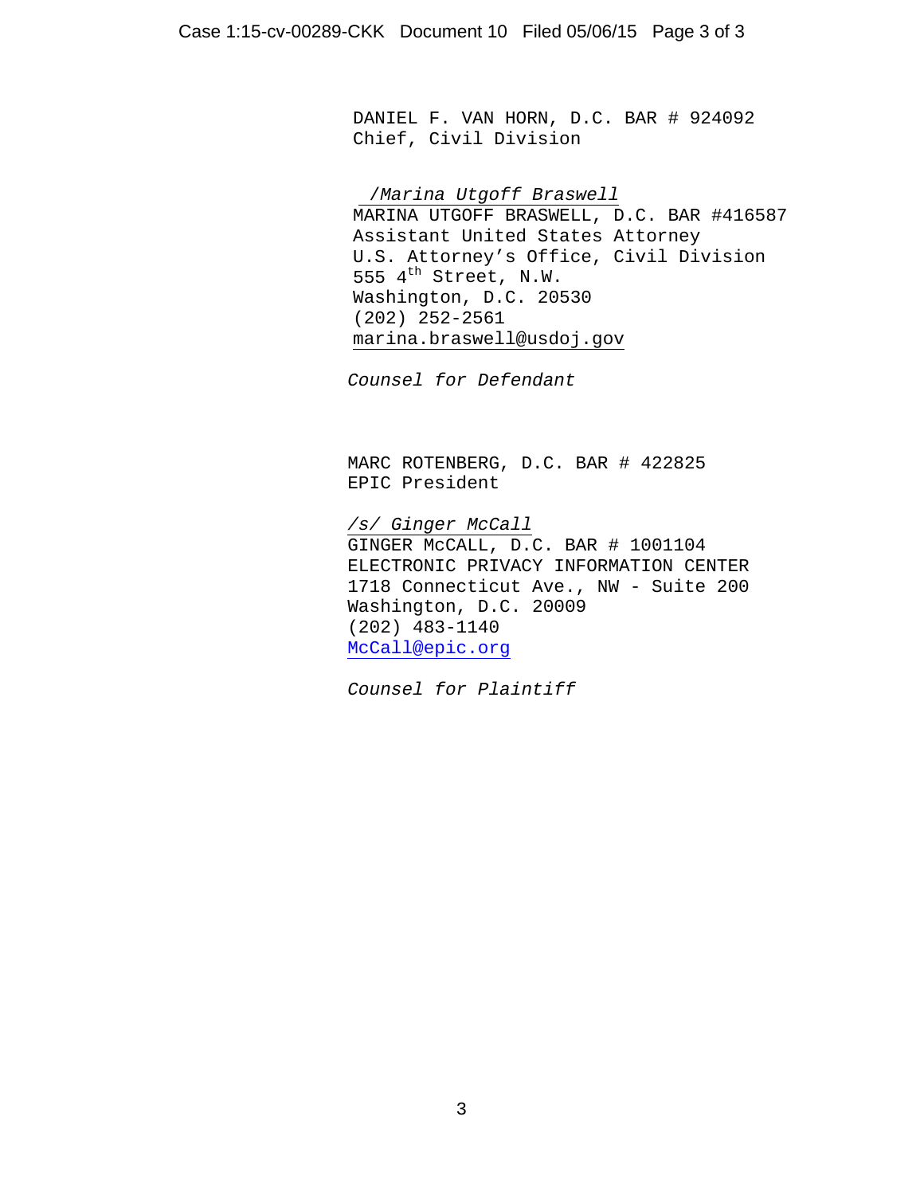DANIEL F. VAN HORN, D.C. BAR # 924092
Chief, Civil Division

/Marina Utgoff Braswell
MARINA UTGOFF BRASWELL, D.C. BAR #416587
Assistant United States Attorney
U.S. Attorney's Office, Civil Division
555 4th Street, N.W.
Washington, D.C. 20530
(202) 252-2561
marina.braswell@usdoj.gov

*Counsel for Defendant*

MARC ROTENBERG, D.C. BAR # 422825
EPIC President

/s/ Ginger McCall
GINGER McCALL, D.C. BAR # 1001104
ELECTRONIC PRIVACY INFORMATION CENTER
1718 Connecticut Ave., NW - Suite 200
Washington, D.C. 20009
(202) 483-1140
McCall@epic.org

*Counsel for Plaintiff*